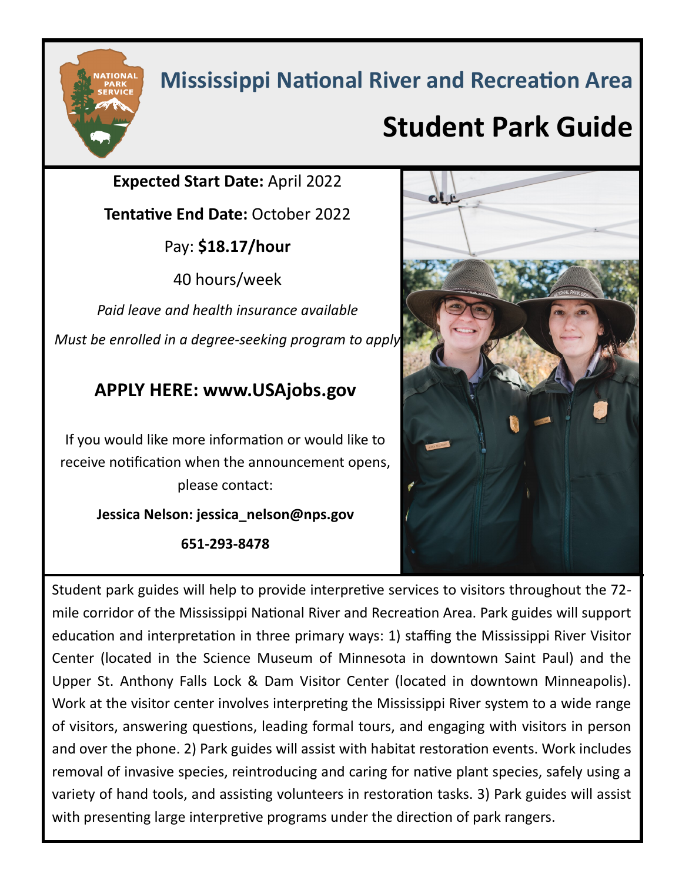# Mississippi National River and Recreation Area

## Student Park Guide

**Expected Start Date:** April 2022

**Tentative End Date:** October 2022

Pay: **$18.17/hour**

40 hours/week

*Paid leave and health insurance available*

*Must be enrolled in a degree-seeking program to apply*

### APPLY HERE: www.USAjobs.gov

If you would like more information or would like to receive notification when the announcement opens, please contact:

**Jessica Nelson: jessica_nelson@nps.gov**

**651-293-8478**

Student park guides will help to provide interpretive services to visitors throughout the 72-mile corridor of the Mississippi National River and Recreation Area. Park guides will support education and interpretation in three primary ways: 1) staffing the Mississippi River Visitor Center (located in the Science Museum of Minnesota in downtown Saint Paul) and the Upper St. Anthony Falls Lock & Dam Visitor Center (located in downtown Minneapolis). Work at the visitor center involves interpreting the Mississippi River system to a wide range of visitors, answering questions, leading formal tours, and engaging with visitors in person and over the phone. 2) Park guides will assist with habitat restoration events. Work includes removal of invasive species, reintroducing and caring for native plant species, safely using a variety of hand tools, and assisting volunteers in restoration tasks. 3) Park guides will assist with presenting large interpretive programs under the direction of park rangers.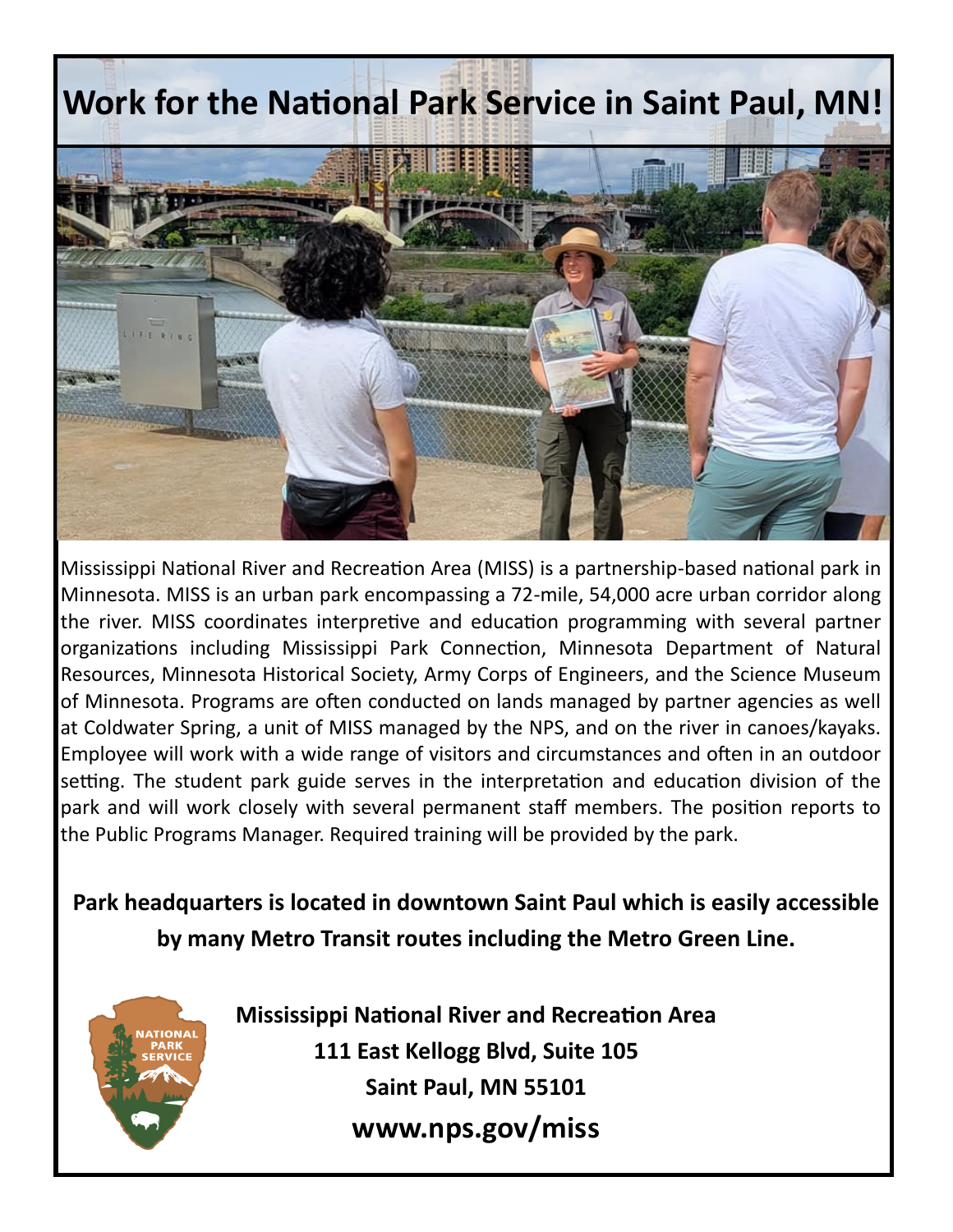# Work for the National Park Service in Saint Paul, MN!

Mississippi National River and Recreation Area (MISS) is a partnership-based national park in Minnesota. MISS is an urban park encompassing a 72-mile, 54,000 acre urban corridor along the river. MISS coordinates interpretive and education programming with several partner organizations including Mississippi Park Connection, Minnesota Department of Natural Resources, Minnesota Historical Society, Army Corps of Engineers, and the Science Museum of Minnesota. Programs are often conducted on lands managed by partner agencies as well at Coldwater Spring, a unit of MISS managed by the NPS, and on the river in canoes/kayaks. Employee will work with a wide range of visitors and circumstances and often in an outdoor setting. The student park guide serves in the interpretation and education division of the park and will work closely with several permanent staff members. The position reports to the Public Programs Manager. Required training will be provided by the park.

**Park headquarters is located in downtown Saint Paul which is easily accessible by many Metro Transit routes including the Metro Green Line.**

**Mississippi National River and Recreation Area**
**111 East Kellogg Blvd, Suite 105**
**Saint Paul, MN 55101**
**www.nps.gov/miss**